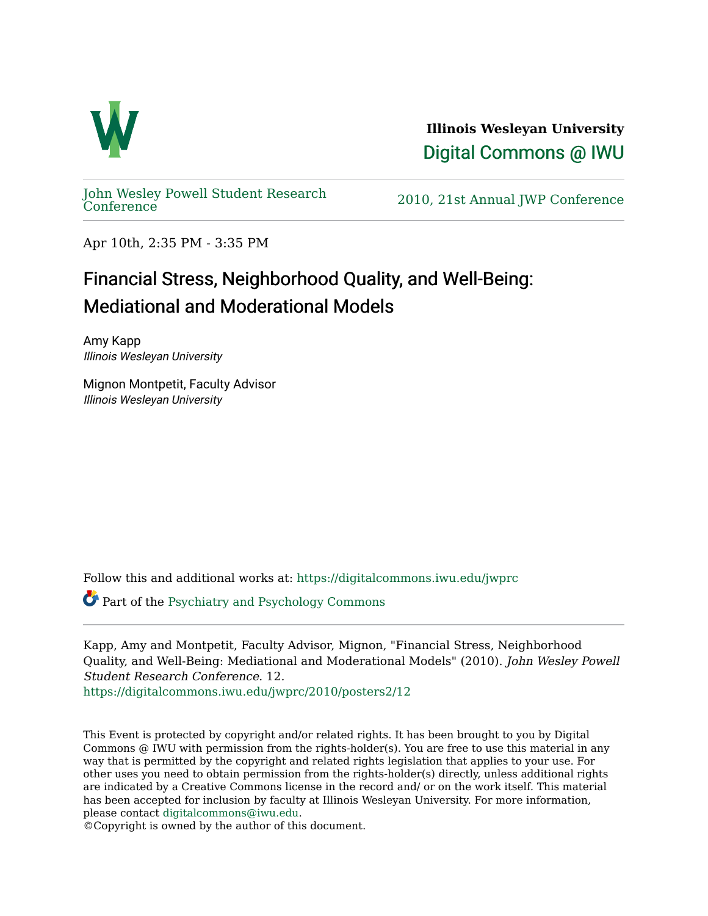**Illinois Wesleyan University**

Digital Commons @ IWU

John Wesley Powell Student Research Conference

2010, 21st Annual JWP Conference

Apr 10th, 2:35 PM - 3:35 PM

# Financial Stress, Neighborhood Quality, and Well-Being: Mediational and Moderational Models

Amy Kapp
*Illinois Wesleyan University*

Mignon Montpetit, Faculty Advisor
*Illinois Wesleyan University*

Follow this and additional works at: https://digitalcommons.iwu.edu/jwprc

Part of the Psychiatry and Psychology Commons

Kapp, Amy and Montpetit, Faculty Advisor, Mignon, "Financial Stress, Neighborhood Quality, and Well-Being: Mediational and Moderational Models" (2010). *John Wesley Powell Student Research Conference*. 12.
https://digitalcommons.iwu.edu/jwprc/2010/posters2/12

This Event is protected by copyright and/or related rights. It has been brought to you by Digital Commons @ IWU with permission from the rights-holder(s). You are free to use this material in any way that is permitted by the copyright and related rights legislation that applies to your use. For other uses you need to obtain permission from the rights-holder(s) directly, unless additional rights are indicated by a Creative Commons license in the record and/ or on the work itself. This material has been accepted for inclusion by faculty at Illinois Wesleyan University. For more information, please contact digitalcommons@iwu.edu.
©Copyright is owned by the author of this document.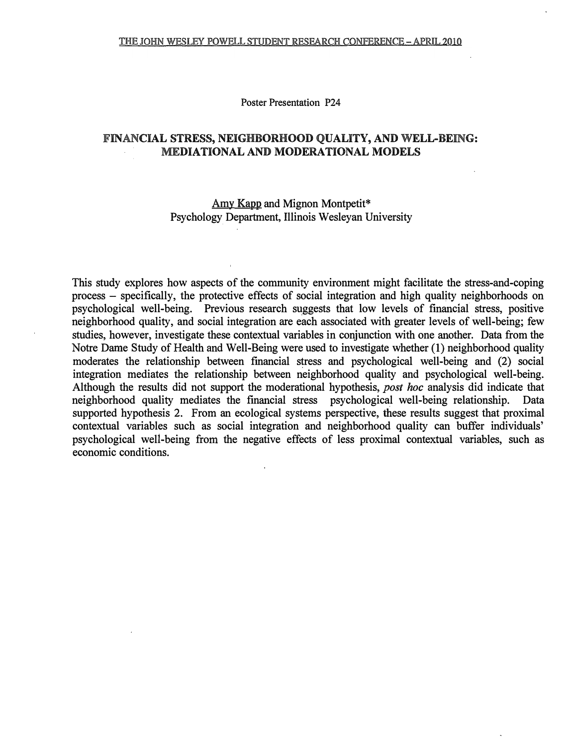Poster Presentation P24

## FINANCIAL STRESS, NEIGHBORHOOD QUALITY, AND WELL-BEING: MEDIATIONAL AND MODERATIONAL MODELS

Amy Kapp and Mignon Montpetit*
Psychology Department, Illinois Wesleyan University

This study explores how aspects of the community environment might facilitate the stress-and-coping process – specifically, the protective effects of social integration and high quality neighborhoods on psychological well-being. Previous research suggests that low levels of financial stress, positive neighborhood quality, and social integration are each associated with greater levels of well-being; few studies, however, investigate these contextual variables in conjunction with one another. Data from the Notre Dame Study of Health and Well-Being were used to investigate whether (1) neighborhood quality moderates the relationship between financial stress and psychological well-being and (2) social integration mediates the relationship between neighborhood quality and psychological well-being. Although the results did not support the moderational hypothesis, *post hoc* analysis did indicate that neighborhood quality mediates the financial stress psychological well-being relationship. Data supported hypothesis 2. From an ecological systems perspective, these results suggest that proximal contextual variables such as social integration and neighborhood quality can buffer individuals' psychological well-being from the negative effects of less proximal contextual variables, such as economic conditions.